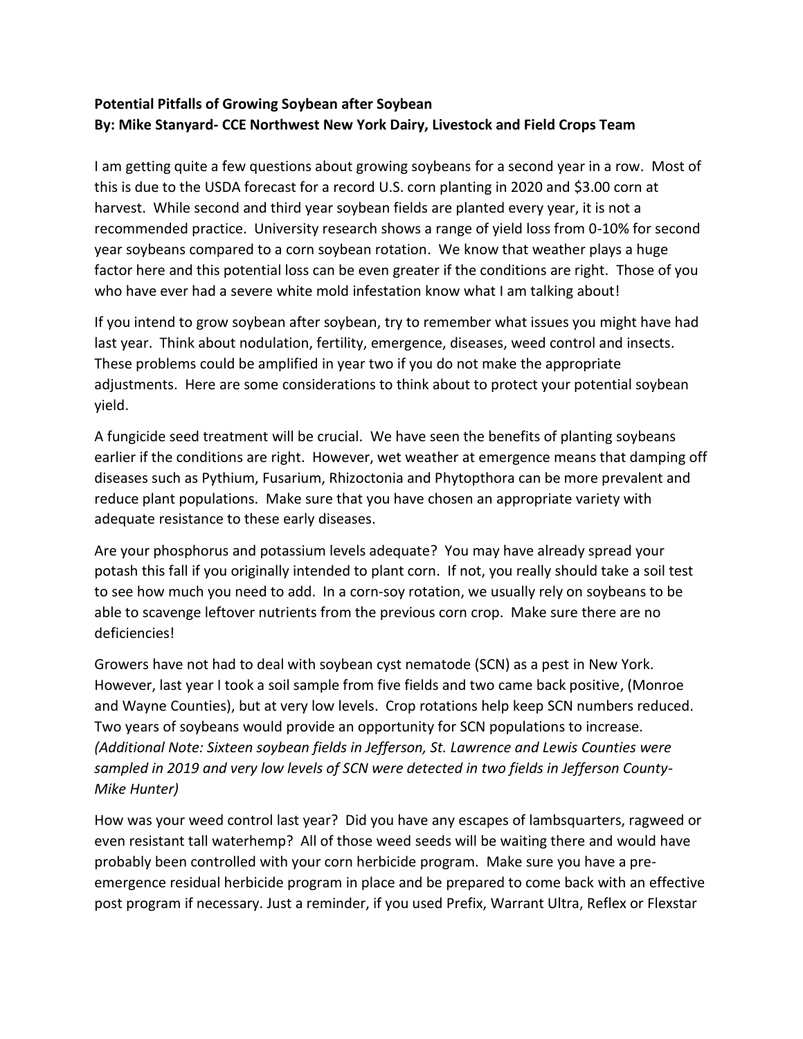**Potential Pitfalls of Growing Soybean after Soybean**
**By: Mike Stanyard- CCE Northwest New York Dairy, Livestock and Field Crops Team**

I am getting quite a few questions about growing soybeans for a second year in a row. Most of this is due to the USDA forecast for a record U.S. corn planting in 2020 and $3.00 corn at harvest. While second and third year soybean fields are planted every year, it is not a recommended practice. University research shows a range of yield loss from 0-10% for second year soybeans compared to a corn soybean rotation. We know that weather plays a huge factor here and this potential loss can be even greater if the conditions are right. Those of you who have ever had a severe white mold infestation know what I am talking about!

If you intend to grow soybean after soybean, try to remember what issues you might have had last year. Think about nodulation, fertility, emergence, diseases, weed control and insects. These problems could be amplified in year two if you do not make the appropriate adjustments. Here are some considerations to think about to protect your potential soybean yield.

A fungicide seed treatment will be crucial. We have seen the benefits of planting soybeans earlier if the conditions are right. However, wet weather at emergence means that damping off diseases such as Pythium, Fusarium, Rhizoctonia and Phytopthora can be more prevalent and reduce plant populations. Make sure that you have chosen an appropriate variety with adequate resistance to these early diseases.

Are your phosphorus and potassium levels adequate? You may have already spread your potash this fall if you originally intended to plant corn. If not, you really should take a soil test to see how much you need to add. In a corn-soy rotation, we usually rely on soybeans to be able to scavenge leftover nutrients from the previous corn crop. Make sure there are no deficiencies!

Growers have not had to deal with soybean cyst nematode (SCN) as a pest in New York. However, last year I took a soil sample from five fields and two came back positive, (Monroe and Wayne Counties), but at very low levels. Crop rotations help keep SCN numbers reduced. Two years of soybeans would provide an opportunity for SCN populations to increase. *(Additional Note: Sixteen soybean fields in Jefferson, St. Lawrence and Lewis Counties were sampled in 2019 and very low levels of SCN were detected in two fields in Jefferson County- Mike Hunter)*

How was your weed control last year? Did you have any escapes of lambsquarters, ragweed or even resistant tall waterhemp? All of those weed seeds will be waiting there and would have probably been controlled with your corn herbicide program. Make sure you have a pre-emergence residual herbicide program in place and be prepared to come back with an effective post program if necessary. Just a reminder, if you used Prefix, Warrant Ultra, Reflex or Flexstar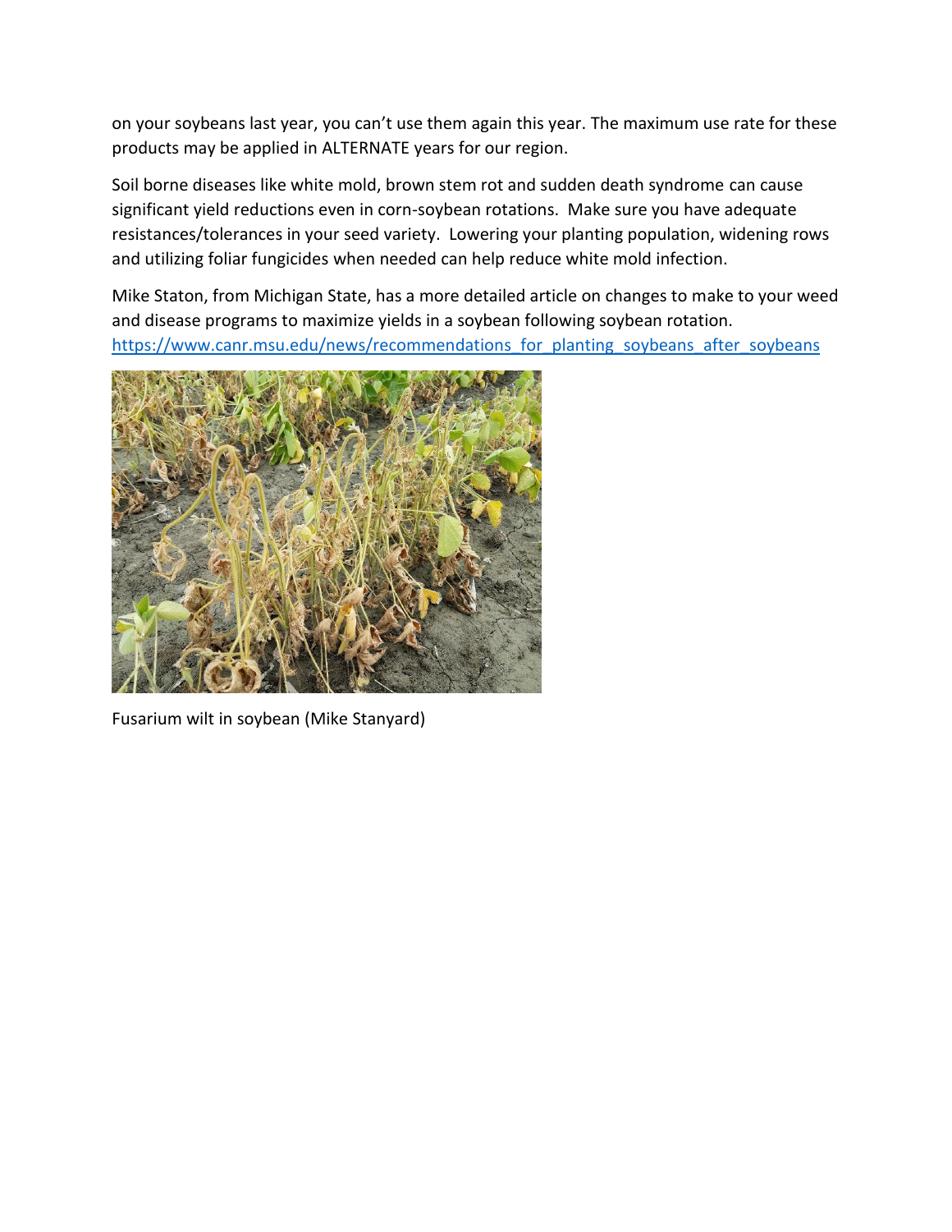on your soybeans last year, you can't use them again this year. The maximum use rate for these products may be applied in ALTERNATE years for our region.

Soil borne diseases like white mold, brown stem rot and sudden death syndrome can cause significant yield reductions even in corn-soybean rotations. Make sure you have adequate resistances/tolerances in your seed variety. Lowering your planting population, widening rows and utilizing foliar fungicides when needed can help reduce white mold infection.

Mike Staton, from Michigan State, has a more detailed article on changes to make to your weed and disease programs to maximize yields in a soybean following soybean rotation. https://www.canr.msu.edu/news/recommendations_for_planting_soybeans_after_soybeans

Fusarium wilt in soybean (Mike Stanyard)